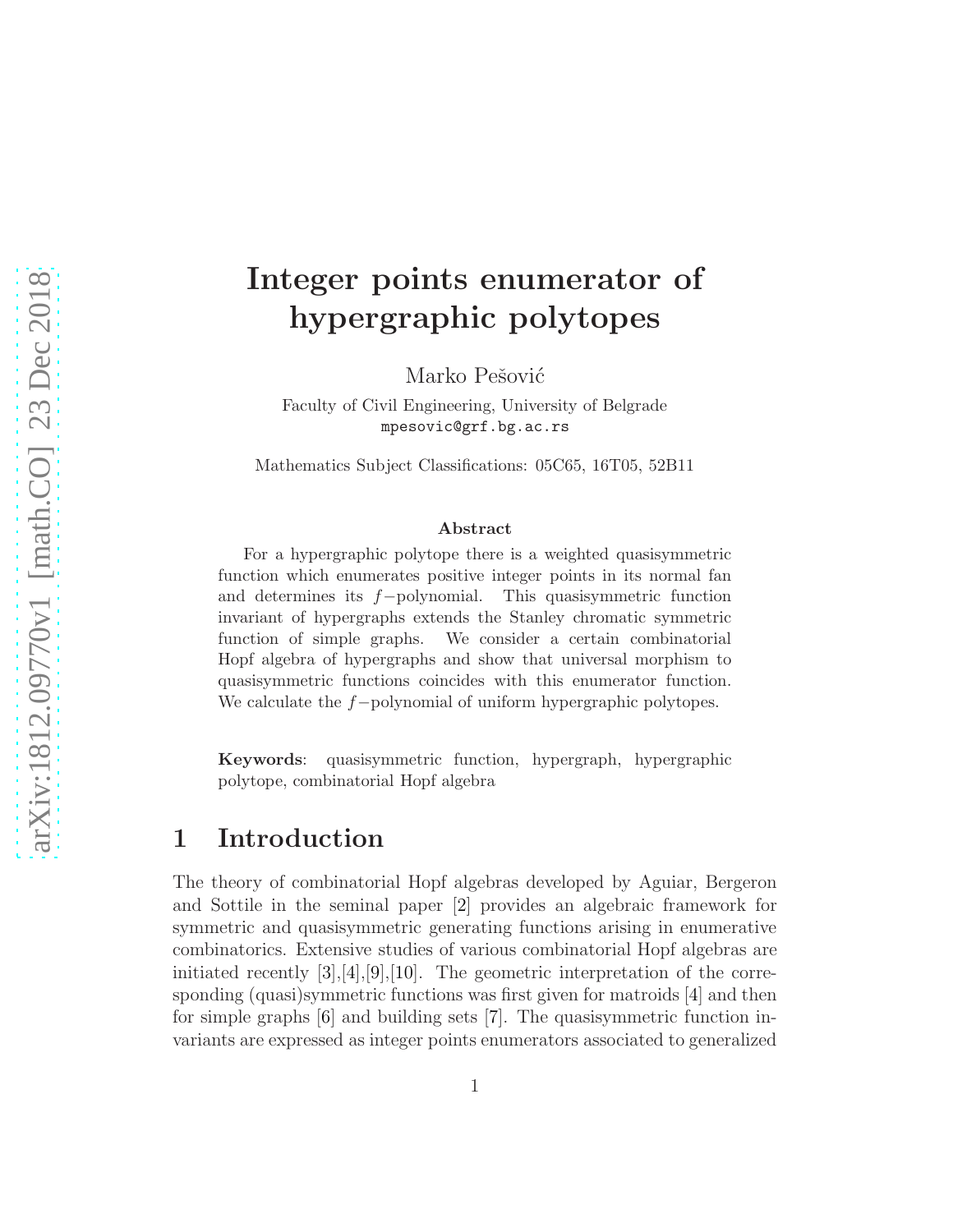# Integer points enumerator of hypergraphic polytopes

Marko Pešović

Faculty of Civil Engineering, University of Belgrade
mpesovic@grf.bg.ac.rs

Mathematics Subject Classifications: 05C65, 16T05, 52B11

### Abstract

For a hypergraphic polytope there is a weighted quasisymmetric function which enumerates positive integer points in its normal fan and determines its $f-$polynomial. This quasisymmetric function invariant of hypergraphs extends the Stanley chromatic symmetric function of simple graphs. We consider a certain combinatorial Hopf algebra of hypergraphs and show that universal morphism to quasisymmetric functions coincides with this enumerator function. We calculate the $f-$polynomial of uniform hypergraphic polytopes.

**Keywords**: quasisymmetric function, hypergraph, hypergraphic polytope, combinatorial Hopf algebra

## 1 Introduction

The theory of combinatorial Hopf algebras developed by Aguiar, Bergeron and Sottile in the seminal paper [2] provides an algebraic framework for symmetric and quasisymmetric generating functions arising in enumerative combinatorics. Extensive studies of various combinatorial Hopf algebras are initiated recently [3],[4],[9],[10]. The geometric interpretation of the corresponding (quasi)symmetric functions was first given for matroids [4] and then for simple graphs [6] and building sets [7]. The quasisymmetric function invariants are expressed as integer points enumerators associated to generalized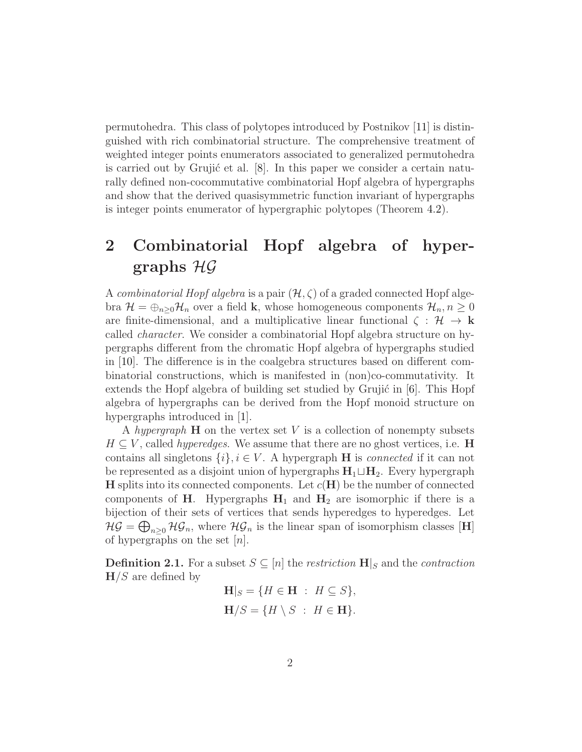permutohedra. This class of polytopes introduced by Postnikov [11] is distinguished with rich combinatorial structure. The comprehensive treatment of weighted integer points enumerators associated to generalized permutohedra is carried out by Grujić et al. [8]. In this paper we consider a certain naturally defined non-cocommutative combinatorial Hopf algebra of hypergraphs and show that the derived quasisymmetric function invariant of hypergraphs is integer points enumerator of hypergraphic polytopes (Theorem 4.2).

## 2 Combinatorial Hopf algebra of hypergraphs $\mathcal{HG}$

A *combinatorial Hopf algebra* is a pair $(\mathcal{H}, \zeta)$ of a graded connected Hopf algebra $\mathcal{H} = \oplus_{n\geq 0}\mathcal{H}_n$ over a field $\mathbf{k}$, whose homogeneous components $\mathcal{H}_n, n \geq 0$ are finite-dimensional, and a multiplicative linear functional $\zeta : \mathcal{H} \to \mathbf{k}$ called *character*. We consider a combinatorial Hopf algebra structure on hypergraphs different from the chromatic Hopf algebra of hypergraphs studied in [10]. The difference is in the coalgebra structures based on different combinatorial constructions, which is manifested in (non)co-commutativity. It extends the Hopf algebra of building set studied by Grujić in [6]. This Hopf algebra of hypergraphs can be derived from the Hopf monoid structure on hypergraphs introduced in [1].

A *hypergraph* $\mathbf{H}$ on the vertex set $V$ is a collection of nonempty subsets $H \subseteq V$, called *hyperedges*. We assume that there are no ghost vertices, i.e. $\mathbf{H}$ contains all singletons $\{i\}, i \in V$. A hypergraph $\mathbf{H}$ is *connected* if it can not be represented as a disjoint union of hypergraphs $\mathbf{H}_1 \sqcup \mathbf{H}_2$. Every hypergraph $\mathbf{H}$ splits into its connected components. Let $c(\mathbf{H})$ be the number of connected components of $\mathbf{H}$. Hypergraphs $\mathbf{H}_1$ and $\mathbf{H}_2$ are isomorphic if there is a bijection of their sets of vertices that sends hyperedges to hyperedges. Let $\mathcal{HG} = \bigoplus_{n\geq 0} \mathcal{HG}_n$, where $\mathcal{HG}_n$ is the linear span of isomorphism classes $[\mathbf{H}]$ of hypergraphs on the set $[n]$.

**Definition 2.1.** For a subset $S \subseteq [n]$ the *restriction* $\mathbf{H}|_S$ and the *contraction* $\mathbf{H}/S$ are defined by

$$\mathbf{H}|_S = \{H \in \mathbf{H} \ : \ H \subseteq S\},$$

$$\mathbf{H}/S = \{H \setminus S \ : \ H \in \mathbf{H}\}.$$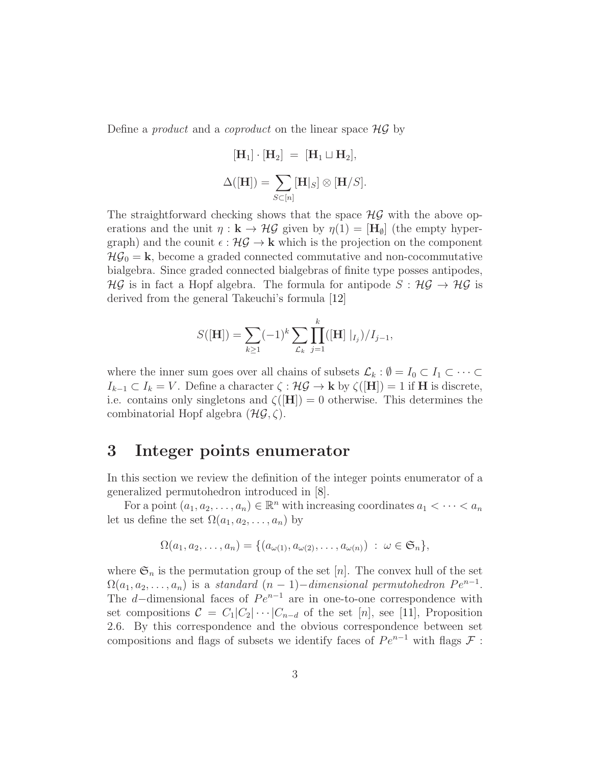Define a *product* and a *coproduct* on the linear space $\mathcal{HG}$ by

$$[\mathbf{H}_1] \cdot [\mathbf{H}_2] \ = \ [\mathbf{H}_1 \sqcup \mathbf{H}_2],$$

$$\Delta([\mathbf{H}]) = \sum_{S \subset [n]} [\mathbf{H}|_S] \otimes [\mathbf{H}/S].$$

The straightforward checking shows that the space $\mathcal{HG}$ with the above operations and the unit $\eta : \mathbf{k} \to \mathcal{HG}$ given by $\eta(1) = [\mathbf{H}_\emptyset]$ (the empty hypergraph) and the counit $\epsilon : \mathcal{HG} \to \mathbf{k}$ which is the projection on the component $\mathcal{HG}_0 = \mathbf{k}$, become a graded connected commutative and non-cocommutative bialgebra. Since graded connected bialgebras of finite type posses antipodes, $\mathcal{HG}$ is in fact a Hopf algebra. The formula for antipode $S : \mathcal{HG} \to \mathcal{HG}$ is derived from the general Takeuchi's formula [12]

$$S([\mathbf{H}]) = \sum_{k \geq 1} (-1)^k \sum_{\mathcal{L}_k} \prod_{j=1}^{k} ([\mathbf{H}] \mid_{I_j})/I_{j-1},$$

where the inner sum goes over all chains of subsets $\mathcal{L}_k : \emptyset = I_0 \subset I_1 \subset \cdots \subset I_{k-1} \subset I_k = V$. Define a character $\zeta : \mathcal{HG} \to \mathbf{k}$ by $\zeta([\mathbf{H}]) = 1$ if $\mathbf{H}$ is discrete, i.e. contains only singletons and $\zeta([\mathbf{H}]) = 0$ otherwise. This determines the combinatorial Hopf algebra $(\mathcal{HG}, \zeta)$.

# 3 Integer points enumerator

In this section we review the definition of the integer points enumerator of a generalized permutohedron introduced in [8].

For a point $(a_1, a_2, \ldots, a_n) \in \mathbb{R}^n$ with increasing coordinates $a_1 < \cdots < a_n$ let us define the set $\Omega(a_1, a_2, \ldots, a_n)$ by

$$\Omega(a_1, a_2, \ldots, a_n) = \{(a_{\omega(1)}, a_{\omega(2)}, \ldots, a_{\omega(n)}) \ : \ \omega \in \mathfrak{S}_n\},$$

where $\mathfrak{S}_n$ is the permutation group of the set $[n]$. The convex hull of the set $\Omega(a_1, a_2, \ldots, a_n)$ is a *standard* $(n-1)-$*dimensional permutohedron* $Pe^{n-1}$. The $d-$dimensional faces of $Pe^{n-1}$ are in one-to-one correspondence with set compositions $\mathcal{C} = C_1|C_2|\cdots|C_{n-d}$ of the set $[n]$, see [11], Proposition 2.6. By this correspondence and the obvious correspondence between set compositions and flags of subsets we identify faces of $Pe^{n-1}$ with flags $\mathcal{F}$ :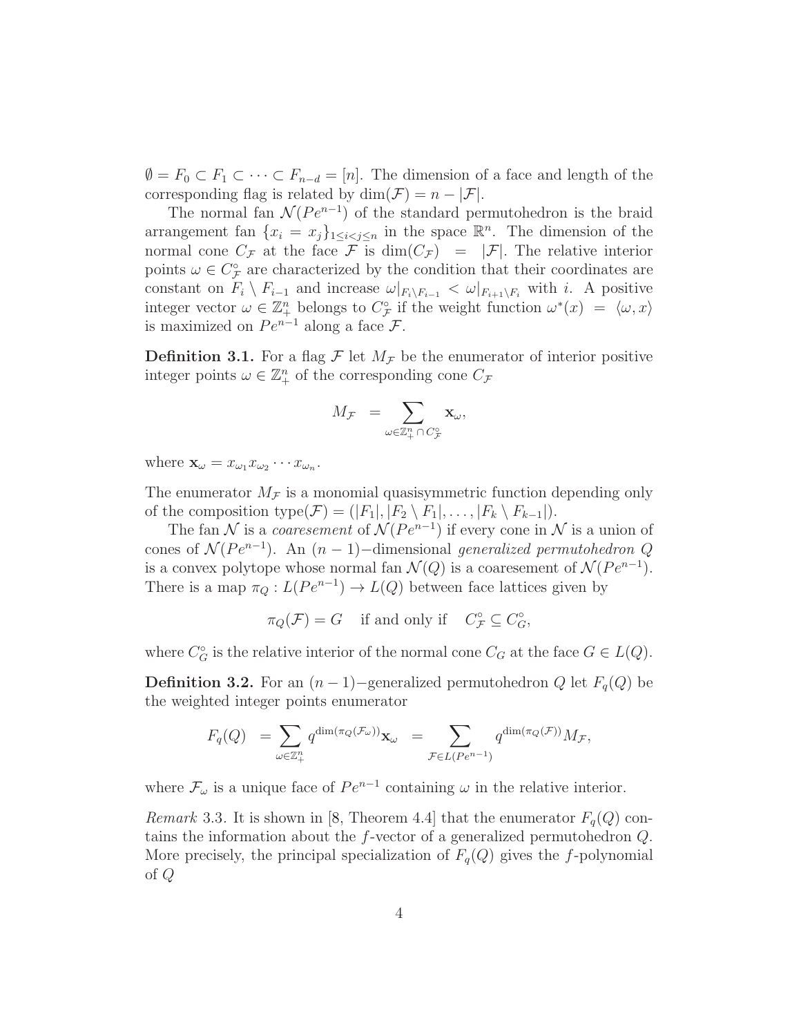$\emptyset = F_0 \subset F_1 \subset \cdots \subset F_{n-d} = [n]$. The dimension of a face and length of the corresponding flag is related by $\dim(\mathcal{F}) = n - |\mathcal{F}|$.

The normal fan $\mathcal{N}(Pe^{n-1})$ of the standard permutohedron is the braid arrangement fan $\{x_i = x_j\}_{1 \leq i < j \leq n}$ in the space $\mathbb{R}^n$. The dimension of the normal cone $C_\mathcal{F}$ at the face $\mathcal{F}$ is $\dim(C_\mathcal{F}) = |\mathcal{F}|$. The relative interior points $\omega \in C_\mathcal{F}^\circ$ are characterized by the condition that their coordinates are constant on $F_i \setminus F_{i-1}$ and increase $\omega|_{F_i \setminus F_{i-1}} < \omega|_{F_{i+1} \setminus F_i}$ with $i$. A positive integer vector $\omega \in \mathbb{Z}_+^n$ belongs to $C_\mathcal{F}^\circ$ if the weight function $\omega^*(x) = \langle \omega, x \rangle$ is maximized on $Pe^{n-1}$ along a face $\mathcal{F}$.

**Definition 3.1.** For a flag $\mathcal{F}$ let $M_\mathcal{F}$ be the enumerator of interior positive integer points $\omega \in \mathbb{Z}_+^n$ of the corresponding cone $C_\mathcal{F}$

$$M_\mathcal{F} = \sum_{\omega \in \mathbb{Z}_+^n \cap C_\mathcal{F}^\circ} \mathbf{x}_\omega,$$

where $\mathbf{x}_\omega = x_{\omega_1} x_{\omega_2} \cdots x_{\omega_n}$.

The enumerator $M_\mathcal{F}$ is a monomial quasisymmetric function depending only of the composition $\text{type}(\mathcal{F}) = (|F_1|, |F_2 \setminus F_1|, \ldots, |F_k \setminus F_{k-1}|)$.

The fan $\mathcal{N}$ is a *coaresement* of $\mathcal{N}(Pe^{n-1})$ if every cone in $\mathcal{N}$ is a union of cones of $\mathcal{N}(Pe^{n-1})$. An $(n-1)-$dimensional *generalized permutohedron* $Q$ is a convex polytope whose normal fan $\mathcal{N}(Q)$ is a coaresement of $\mathcal{N}(Pe^{n-1})$. There is a map $\pi_Q : L(Pe^{n-1}) \rightarrow L(Q)$ between face lattices given by

$$\pi_Q(\mathcal{F}) = G \quad \text{if and only if} \quad C_\mathcal{F}^\circ \subseteq C_G^\circ,$$

where $C_G^\circ$ is the relative interior of the normal cone $C_G$ at the face $G \in L(Q)$.

**Definition 3.2.** For an $(n-1)-$generalized permutohedron $Q$ let $F_q(Q)$ be the weighted integer points enumerator

$$F_q(Q) = \sum_{\omega \in \mathbb{Z}_+^n} q^{\dim(\pi_Q(\mathcal{F}_\omega))} \mathbf{x}_\omega = \sum_{\mathcal{F} \in L(Pe^{n-1})} q^{\dim(\pi_Q(\mathcal{F}))} M_\mathcal{F},$$

where $\mathcal{F}_\omega$ is a unique face of $Pe^{n-1}$ containing $\omega$ in the relative interior.

*Remark* 3.3. It is shown in [8, Theorem 4.4] that the enumerator $F_q(Q)$ contains the information about the $f$-vector of a generalized permutohedron $Q$. More precisely, the principal specialization of $F_q(Q)$ gives the $f$-polynomial of $Q$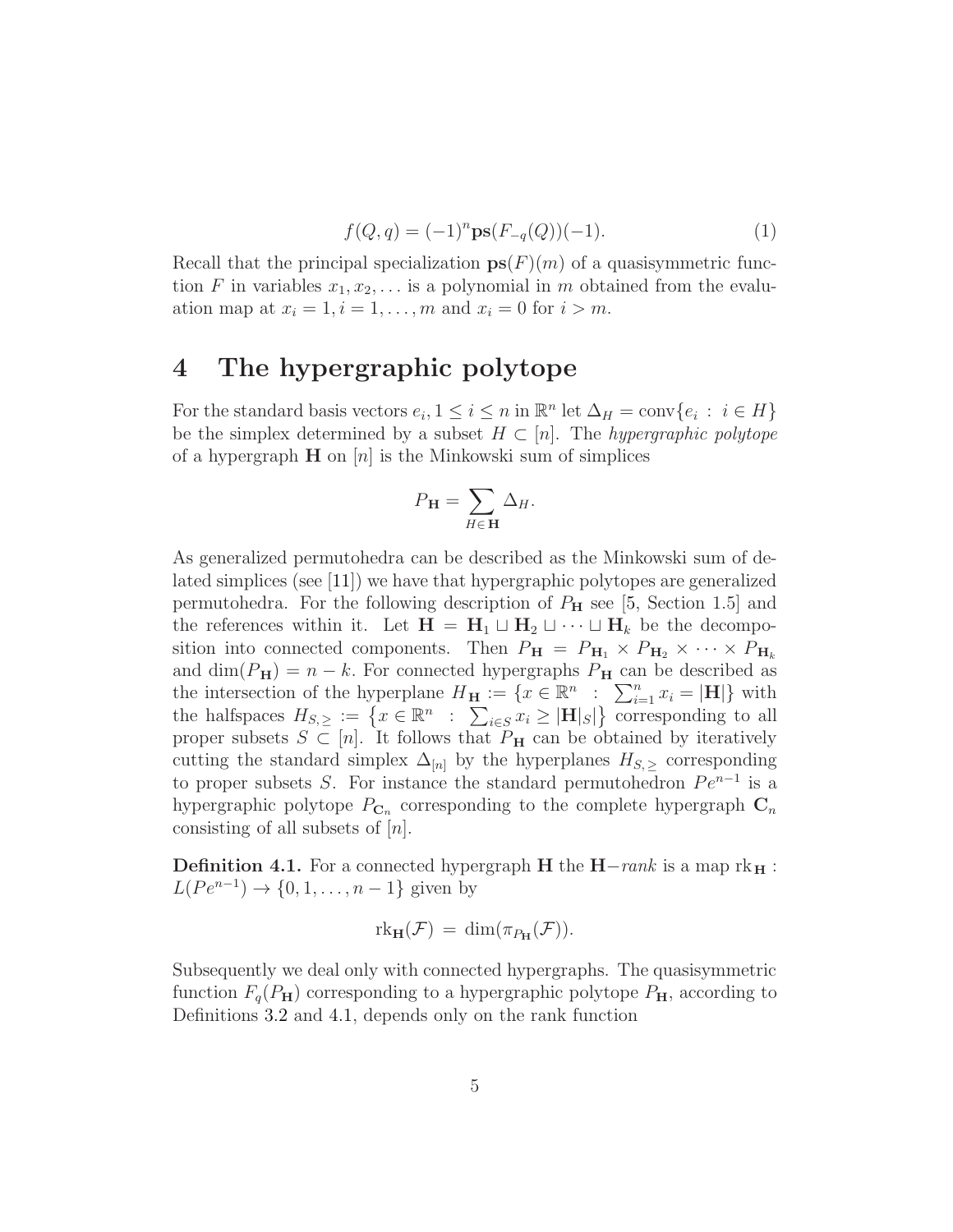$$f(Q,q) = (-1)^n \mathbf{ps}(F_{-q}(Q))(-1). \tag{1}$$

Recall that the principal specialization $\mathbf{ps}(F)(m)$ of a quasisymmetric function $F$ in variables $x_1, x_2, \ldots$ is a polynomial in $m$ obtained from the evaluation map at $x_i = 1, i = 1, \ldots, m$ and $x_i = 0$ for $i > m$.

# 4 The hypergraphic polytope

For the standard basis vectors $e_i, 1 \leq i \leq n$ in $\mathbb{R}^n$ let $\Delta_H = \mathrm{conv}\{e_i : i \in H\}$ be the simplex determined by a subset $H \subset [n]$. The *hypergraphic polytope* of a hypergraph $\mathbf{H}$ on $[n]$ is the Minkowski sum of simplices

$$P_{\mathbf{H}} = \sum_{H \in \mathbf{H}} \Delta_H.$$

As generalized permutohedra can be described as the Minkowski sum of delated simplices (see [11]) we have that hypergraphic polytopes are generalized permutohedra. For the following description of $P_{\mathbf{H}}$ see [5, Section 1.5] and the references within it. Let $\mathbf{H} = \mathbf{H}_1 \sqcup \mathbf{H}_2 \sqcup \cdots \sqcup \mathbf{H}_k$ be the decomposition into connected components. Then $P_{\mathbf{H}} = P_{\mathbf{H}_1} \times P_{\mathbf{H}_2} \times \cdots \times P_{\mathbf{H}_k}$ and $\dim(P_{\mathbf{H}}) = n - k$. For connected hypergraphs $P_{\mathbf{H}}$ can be described as the intersection of the hyperplane $H_{\mathbf{H}} := \{x \in \mathbb{R}^n : \sum_{i=1}^n x_i = |\mathbf{H}|\}$ with the halfspaces $H_{S,\geq} := \left\{x \in \mathbb{R}^n : \sum_{i \in S} x_i \geq |\mathbf{H}|_S|\right\}$ corresponding to all proper subsets $S \subset [n]$. It follows that $P_{\mathbf{H}}$ can be obtained by iteratively cutting the standard simplex $\Delta_{[n]}$ by the hyperplanes $H_{S,\geq}$ corresponding to proper subsets $S$. For instance the standard permutohedron $Pe^{n-1}$ is a hypergraphic polytope $P_{\mathbf{C}_n}$ corresponding to the complete hypergraph $\mathbf{C}_n$ consisting of all subsets of $[n]$.

**Definition 4.1.** For a connected hypergraph $\mathbf{H}$ the $\mathbf{H}-$*rank* is a map $\mathrm{rk}_{\mathbf{H}} : L(Pe^{n-1}) \to \{0, 1, \ldots, n-1\}$ given by

$$\mathrm{rk}_{\mathbf{H}}(\mathcal{F}) = \dim(\pi_{P_{\mathbf{H}}}(\mathcal{F})).$$

Subsequently we deal only with connected hypergraphs. The quasisymmetric function $F_q(P_{\mathbf{H}})$ corresponding to a hypergraphic polytope $P_{\mathbf{H}}$, according to Definitions 3.2 and 4.1, depends only on the rank function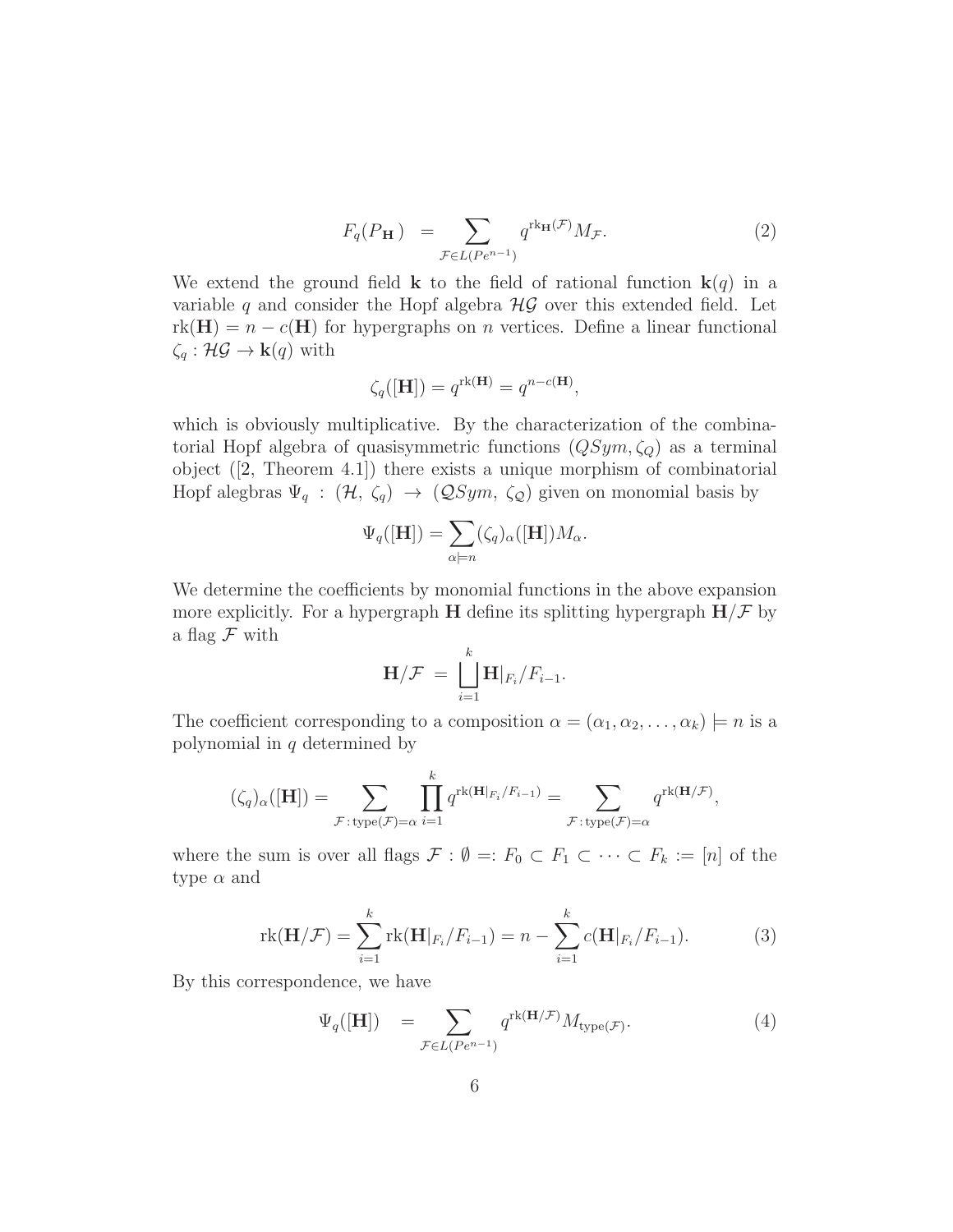$$F_q(P_{\mathbf{H}}) \;\; = \sum_{\mathcal{F}\in L(Pe^{n-1})} q^{\mathrm{rk}_{\mathbf{H}}(\mathcal{F})} M_{\mathcal{F}}. \tag{2}$$

We extend the ground field $\mathbf{k}$ to the field of rational function $\mathbf{k}(q)$ in a variable $q$ and consider the Hopf algebra $\mathcal{HG}$ over this extended field. Let $\mathrm{rk}(\mathbf{H}) = n - c(\mathbf{H})$ for hypergraphs on $n$ vertices. Define a linear functional $\zeta_q : \mathcal{HG} \to \mathbf{k}(q)$ with

$$\zeta_q([\mathbf{H}]) = q^{\mathrm{rk}(\mathbf{H})} = q^{n-c(\mathbf{H})},$$

which is obviously multiplicative. By the characterization of the combinatorial Hopf algebra of quasisymmetric functions $(QSym, \zeta_Q)$ as a terminal object ([2, Theorem 4.1]) there exists a unique morphism of combinatorial Hopf alegbras $\Psi_q \,:\, (\mathcal{H},\, \zeta_q) \,\to\, (\mathcal{Q}Sym,\, \zeta_{\mathcal{Q}})$ given on monomial basis by

$$\Psi_q([\mathbf{H}]) = \sum_{\alpha\models n} (\zeta_q)_\alpha([\mathbf{H}]) M_\alpha.$$

We determine the coefficients by monomial functions in the above expansion more explicitly. For a hypergraph $\mathbf{H}$ define its splitting hypergraph $\mathbf{H}/\mathcal{F}$ by a flag $\mathcal{F}$ with

$$\mathbf{H}/\mathcal{F} \;=\; \bigsqcup_{i=1}^{k} \mathbf{H}|_{F_i}/F_{i-1}.$$

The coefficient corresponding to a composition $\alpha = (\alpha_1, \alpha_2, \ldots, \alpha_k) \models n$ is a polynomial in $q$ determined by

$$(\zeta_q)_\alpha([\mathbf{H}]) = \sum_{\mathcal{F}\,:\,\mathrm{type}(\mathcal{F})=\alpha} \prod_{i=1}^{k} q^{\mathrm{rk}(\mathbf{H}|_{F_i}/F_{i-1})} = \sum_{\mathcal{F}\,:\,\mathrm{type}(\mathcal{F})=\alpha} q^{\mathrm{rk}(\mathbf{H}/\mathcal{F})},$$

where the sum is over all flags $\mathcal{F} : \emptyset =: F_0 \subset F_1 \subset \cdots \subset F_k := [n]$ of the type $\alpha$ and

$$\mathrm{rk}(\mathbf{H}/\mathcal{F}) = \sum_{i=1}^{k} \mathrm{rk}(\mathbf{H}|_{F_i}/F_{i-1}) = n - \sum_{i=1}^{k} c(\mathbf{H}|_{F_i}/F_{i-1}). \tag{3}$$

By this correspondence, we have

$$\Psi_q([\mathbf{H}]) \;\; = \sum_{\mathcal{F}\in L(Pe^{n-1})} q^{\mathrm{rk}(\mathbf{H}/\mathcal{F})} M_{\mathrm{type}(\mathcal{F})}. \tag{4}$$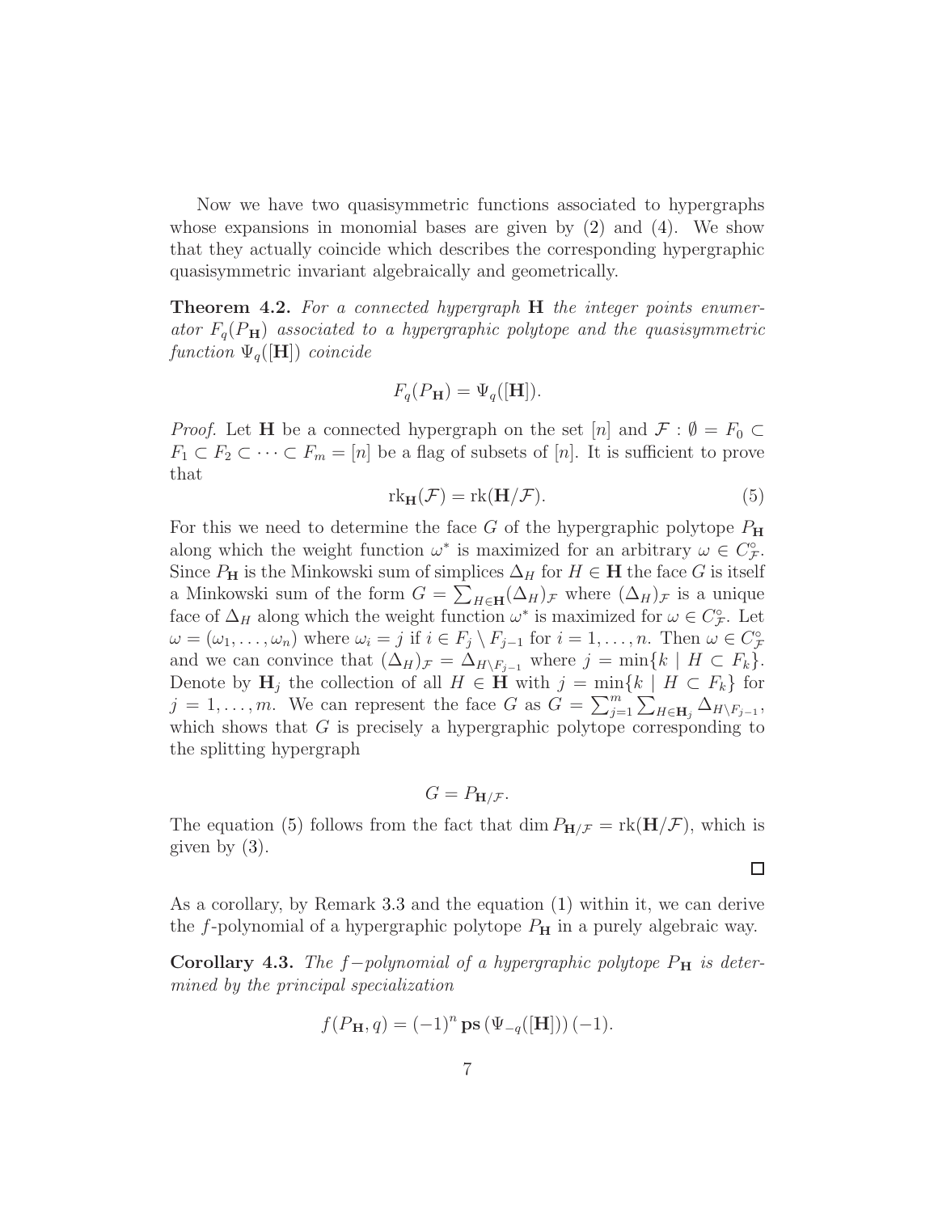Now we have two quasisymmetric functions associated to hypergraphs whose expansions in monomial bases are given by (2) and (4). We show that they actually coincide which describes the corresponding hypergraphic quasisymmetric invariant algebraically and geometrically.

**Theorem 4.2.** *For a connected hypergraph $\mathbf{H}$ the integer points enumerator $F_q(P_\mathbf{H})$ associated to a hypergraphic polytope and the quasisymmetric function $\Psi_q([\mathbf{H}])$ coincide*

$$F_q(P_\mathbf{H}) = \Psi_q([\mathbf{H}]).$$

*Proof.* Let $\mathbf{H}$ be a connected hypergraph on the set $[n]$ and $\mathcal{F} : \emptyset = F_0 \subset F_1 \subset F_2 \subset \cdots \subset F_m = [n]$ be a flag of subsets of $[n]$. It is sufficient to prove that

$$\mathrm{rk}_\mathbf{H}(\mathcal{F}) = \mathrm{rk}(\mathbf{H}/\mathcal{F}). \tag{5}$$

For this we need to determine the face $G$ of the hypergraphic polytope $P_\mathbf{H}$ along which the weight function $\omega^*$ is maximized for an arbitrary $\omega \in C^\circ_\mathcal{F}$. Since $P_\mathbf{H}$ is the Minkowski sum of simplices $\Delta_H$ for $H \in \mathbf{H}$ the face $G$ is itself a Minkowski sum of the form $G = \sum_{H\in\mathbf{H}}(\Delta_H)_\mathcal{F}$ where $(\Delta_H)_\mathcal{F}$ is a unique face of $\Delta_H$ along which the weight function $\omega^*$ is maximized for $\omega \in C^\circ_\mathcal{F}$. Let $\omega = (\omega_1, \ldots, \omega_n)$ where $\omega_i = j$ if $i \in F_j \setminus F_{j-1}$ for $i = 1, \ldots, n$. Then $\omega \in C^\circ_\mathcal{F}$ and we can convince that $(\Delta_H)_\mathcal{F} = \Delta_{H\setminus F_{j-1}}$ where $j = \min\{k \mid H \subset F_k\}$. Denote by $\mathbf{H}_j$ the collection of all $H \in \mathbf{H}$ with $j = \min\{k \mid H \subset F_k\}$ for $j = 1, \ldots, m$. We can represent the face $G$ as $G = \sum_{j=1}^m \sum_{H\in\mathbf{H}_j} \Delta_{H\setminus F_{j-1}}$, which shows that $G$ is precisely a hypergraphic polytope corresponding to the splitting hypergraph

$$G = P_{\mathbf{H}/\mathcal{F}}.$$

The equation (5) follows from the fact that $\dim P_{\mathbf{H}/\mathcal{F}} = \mathrm{rk}(\mathbf{H}/\mathcal{F})$, which is given by (3). $\square$

As a corollary, by Remark 3.3 and the equation (1) within it, we can derive the $f$-polynomial of a hypergraphic polytope $P_\mathbf{H}$ in a purely algebraic way.

**Corollary 4.3.** *The $f-$polynomial of a hypergraphic polytope $P_\mathbf{H}$ is determined by the principal specialization*

$$f(P_\mathbf{H}, q) = (-1)^n \,\mathbf{ps}\left(\Psi_{-q}([\mathbf{H}])\right)(-1).$$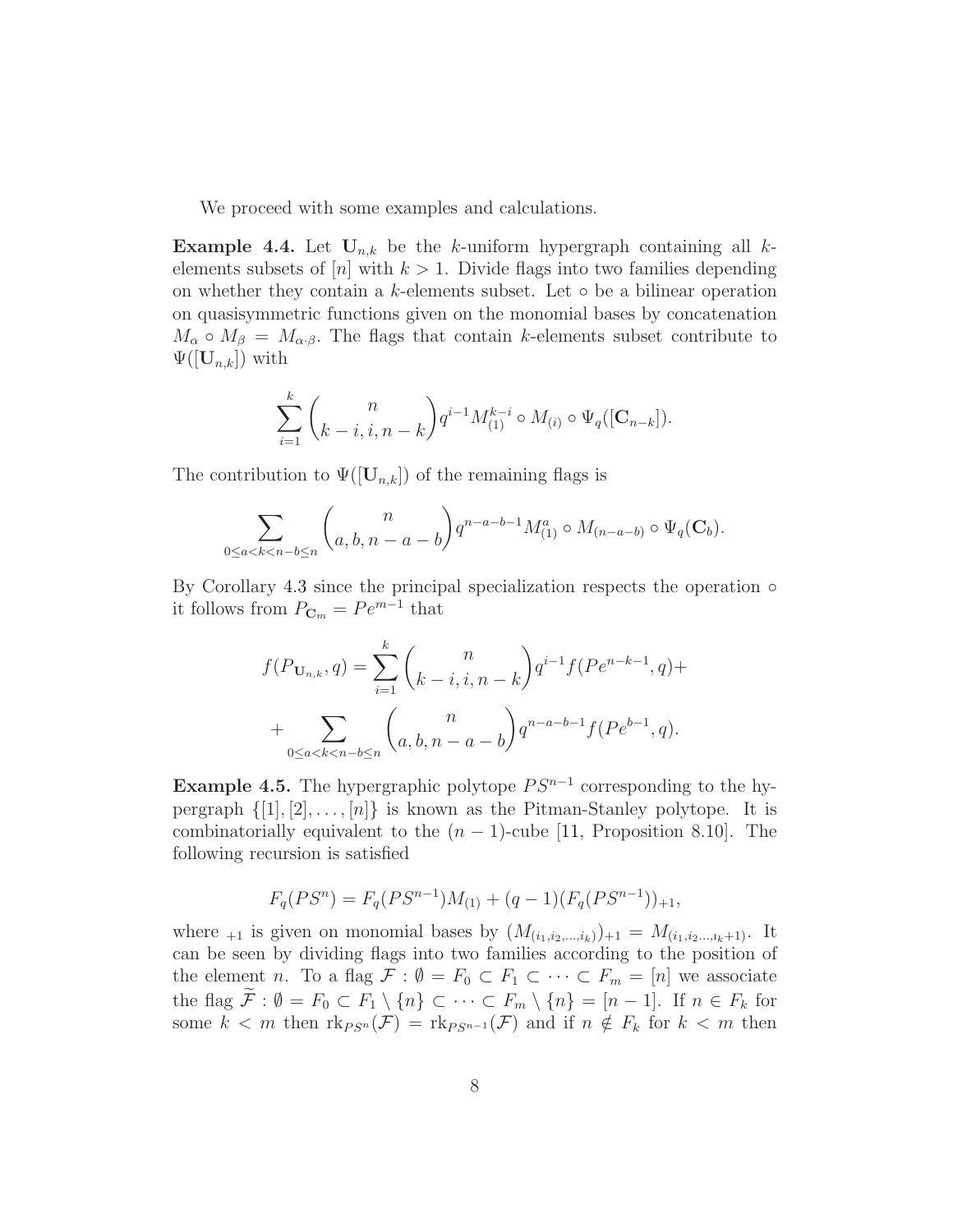We proceed with some examples and calculations.

**Example 4.4.** Let $\mathbf{U}_{n,k}$ be the $k$-uniform hypergraph containing all $k$-elements subsets of $[n]$ with $k > 1$. Divide flags into two families depending on whether they contain a $k$-elements subset. Let $\circ$ be a bilinear operation on quasisymmetric functions given on the monomial bases by concatenation $M_\alpha \circ M_\beta = M_{\alpha \cdot \beta}$. The flags that contain $k$-elements subset contribute to $\Psi([\mathbf{U}_{n,k}])$ with

$$\sum_{i=1}^{k} \binom{n}{k-i, i, n-k} q^{i-1} M_{(1)}^{k-i} \circ M_{(i)} \circ \Psi_q([\mathbf{C}_{n-k}]).$$

The contribution to $\Psi([\mathbf{U}_{n,k}])$ of the remaining flags is

$$\sum_{0 \leq a < k < n-b \leq n} \binom{n}{a, b, n-a-b} q^{n-a-b-1} M_{(1)}^{a} \circ M_{(n-a-b)} \circ \Psi_q(\mathbf{C}_b).$$

By Corollary 4.3 since the principal specialization respects the operation $\circ$ it follows from $P_{\mathbf{C}_m} = Pe^{m-1}$ that

$$f(P_{\mathbf{U}_{n,k}}, q) = \sum_{i=1}^{k} \binom{n}{k-i, i, n-k} q^{i-1} f(Pe^{n-k-1}, q) +$$
$$+ \sum_{0 \leq a < k < n-b \leq n} \binom{n}{a, b, n-a-b} q^{n-a-b-1} f(Pe^{b-1}, q).$$

**Example 4.5.** The hypergraphic polytope $PS^{n-1}$ corresponding to the hypergraph $\{[1], [2], \ldots, [n]\}$ is known as the Pitman-Stanley polytope. It is combinatorially equivalent to the $(n-1)$-cube [11, Proposition 8.10]. The following recursion is satisfied

$$F_q(PS^n) = F_q(PS^{n-1}) M_{(1)} + (q-1)(F_q(PS^{n-1}))_{+1},$$

where $_{+1}$ is given on monomial bases by $(M_{(i_1, i_2, \ldots, i_k)})_{+1} = M_{(i_1, i_2 \ldots, i_k + 1)}$. It can be seen by dividing flags into two families according to the position of the element $n$. To a flag $\mathcal{F} : \emptyset = F_0 \subset F_1 \subset \cdots \subset F_m = [n]$ we associate the flag $\widetilde{\mathcal{F}} : \emptyset = F_0 \subset F_1 \setminus \{n\} \subset \cdots \subset F_m \setminus \{n\} = [n-1]$. If $n \in F_k$ for some $k < m$ then $\mathrm{rk}_{PS^n}(\mathcal{F}) = \mathrm{rk}_{PS^{n-1}}(\mathcal{F})$ and if $n \notin F_k$ for $k < m$ then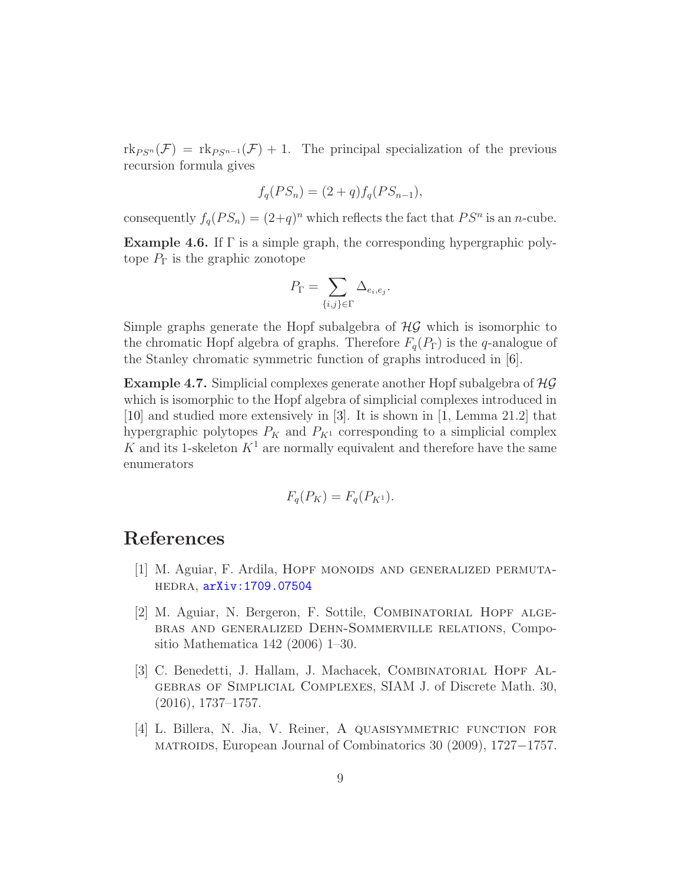$\mathrm{rk}_{PS^n}(\mathcal{F}) = \mathrm{rk}_{PS^{n-1}}(\mathcal{F}) + 1$. The principal specialization of the previous recursion formula gives

$$f_q(PS_n) = (2+q)f_q(PS_{n-1}),$$

consequently $f_q(PS_n) = (2+q)^n$ which reflects the fact that $PS^n$ is an $n$-cube.

**Example 4.6.** If $\Gamma$ is a simple graph, the corresponding hypergraphic polytope $P_\Gamma$ is the graphic zonotope

$$P_\Gamma = \sum_{\{i,j\}\in\Gamma} \Delta_{e_i,e_j}.$$

Simple graphs generate the Hopf subalgebra of $\mathcal{HG}$ which is isomorphic to the chromatic Hopf algebra of graphs. Therefore $F_q(P_\Gamma)$ is the $q$-analogue of the Stanley chromatic symmetric function of graphs introduced in [6].

**Example 4.7.** Simplicial complexes generate another Hopf subalgebra of $\mathcal{HG}$ which is isomorphic to the Hopf algebra of simplicial complexes introduced in [10] and studied more extensively in [3]. It is shown in [1, Lemma 21.2] that hypergraphic polytopes $P_K$ and $P_{K^1}$ corresponding to a simplicial complex $K$ and its 1-skeleton $K^1$ are normally equivalent and therefore have the same enumerators

$$F_q(P_K) = F_q(P_{K^1}).$$

# References

[1] M. Aguiar, F. Ardila, Hopf monoids and generalized permutahedra, arXiv:1709.07504

[2] M. Aguiar, N. Bergeron, F. Sottile, Combinatorial Hopf algebras and generalized Dehn-Sommerville relations, Compositio Mathematica 142 (2006) 1–30.

[3] C. Benedetti, J. Hallam, J. Machacek, Combinatorial Hopf Algebras of Simplicial Complexes, SIAM J. of Discrete Math. 30, (2016), 1737–1757.

[4] L. Billera, N. Jia, V. Reiner, A quasisymmetric function for matroids, European Journal of Combinatorics 30 (2009), 1727−1757.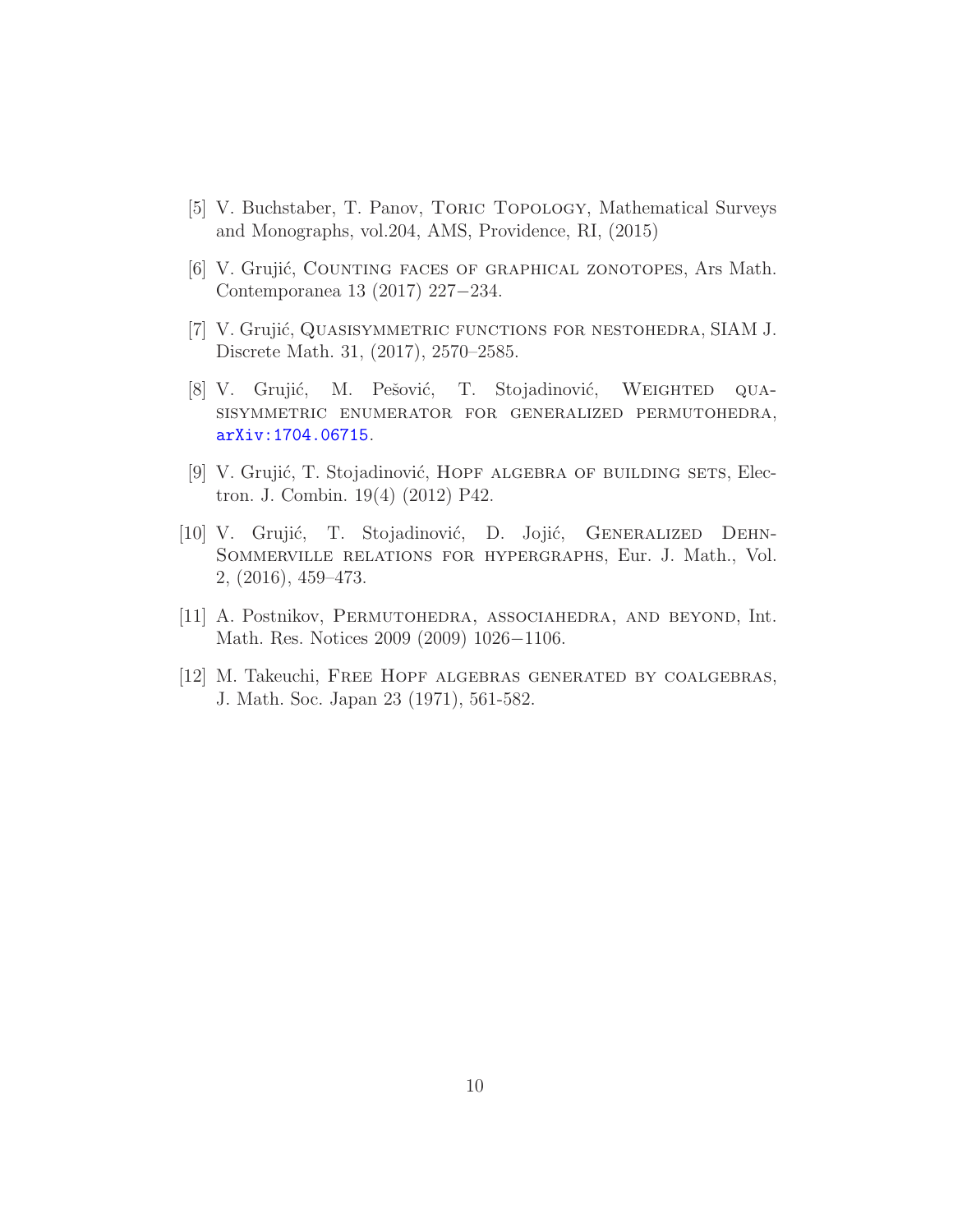[5] V. Buchstaber, T. Panov, Toric Topology, Mathematical Surveys and Monographs, vol.204, AMS, Providence, RI, (2015)

[6] V. Grujić, Counting faces of graphical zonotopes, Ars Math. Contemporanea 13 (2017) 227−234.

[7] V. Grujić, Quasisymmetric functions for nestohedra, SIAM J. Discrete Math. 31, (2017), 2570–2585.

[8] V. Grujić, M. Pešović, T. Stojadinović, Weighted quasisymmetric enumerator for generalized permutohedra, arXiv:1704.06715.

[9] V. Grujić, T. Stojadinović, Hopf algebra of building sets, Electron. J. Combin. 19(4) (2012) P42.

[10] V. Grujić, T. Stojadinović, D. Jojić, Generalized Dehn-Sommerville relations for hypergraphs, Eur. J. Math., Vol. 2, (2016), 459–473.

[11] A. Postnikov, Permutohedra, associahedra, and beyond, Int. Math. Res. Notices 2009 (2009) 1026−1106.

[12] M. Takeuchi, Free Hopf algebras generated by coalgebras, J. Math. Soc. Japan 23 (1971), 561-582.